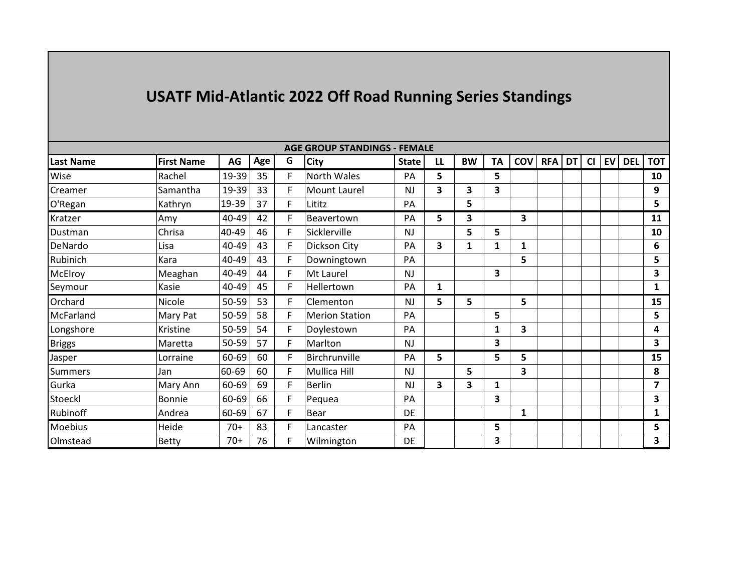# USATF Mid-Atlantic 2022 Off Road Running Series Standings

| AGE GROUP STANDINGS - FEMALE | | | | | | | | | | | | | | | | |
|---|---|---|---|---|---|---|---|---|---|---|---|---|---|---|---|---|
| **Last Name** | **First Name** | **AG** | **Age** | **G** | **City** | **State** | **LL** | **BW** | **TA** | **COV** | **RFA** | **DT** | **CI** | **EV** | **DEL** | **TOT** |
| Wise | Rachel | 19-39 | 35 | F | North Wales | PA | **5** | | **5** | | | | | | | **10** |
| Creamer | Samantha | 19-39 | 33 | F | Mount Laurel | NJ | **3** | **3** | **3** | | | | | | | **9** |
| O'Regan | Kathryn | 19-39 | 37 | F | Lititz | PA | | **5** | | | | | | | | **5** |
| Kratzer | Amy | 40-49 | 42 | F | Beavertown | PA | **5** | **3** | | **3** | | | | | | **11** |
| Dustman | Chrisa | 40-49 | 46 | F | Sicklerville | NJ | | **5** | **5** | | | | | | | **10** |
| DeNardo | Lisa | 40-49 | 43 | F | Dickson City | PA | **3** | **1** | **1** | **1** | | | | | | **6** |
| Rubinich | Kara | 40-49 | 43 | F | Downingtown | PA | | | | **5** | | | | | | **5** |
| McElroy | Meaghan | 40-49 | 44 | F | Mt Laurel | NJ | | | **3** | | | | | | | **3** |
| Seymour | Kasie | 40-49 | 45 | F | Hellertown | PA | **1** | | | | | | | | | **1** |
| Orchard | Nicole | 50-59 | 53 | F | Clementon | NJ | **5** | **5** | | **5** | | | | | | **15** |
| McFarland | Mary Pat | 50-59 | 58 | F | Merion Station | PA | | | **5** | | | | | | | **5** |
| Longshore | Kristine | 50-59 | 54 | F | Doylestown | PA | | | **1** | **3** | | | | | | **4** |
| Briggs | Maretta | 50-59 | 57 | F | Marlton | NJ | | | **3** | | | | | | | **3** |
| Jasper | Lorraine | 60-69 | 60 | F | Birchrunville | PA | **5** | | **5** | **5** | | | | | | **15** |
| Summers | Jan | 60-69 | 60 | F | Mullica Hill | NJ | | **5** | | **3** | | | | | | **8** |
| Gurka | Mary Ann | 60-69 | 69 | F | Berlin | NJ | **3** | **3** | **1** | | | | | | | **7** |
| Stoeckl | Bonnie | 60-69 | 66 | F | Pequea | PA | | | **3** | | | | | | | **3** |
| Rubinoff | Andrea | 60-69 | 67 | F | Bear | DE | | | | **1** | | | | | | **1** |
| Moebius | Heide | 70+ | 83 | F | Lancaster | PA | | | **5** | | | | | | | **5** |
| Olmstead | Betty | 70+ | 76 | F | Wilmington | DE | | | **3** | | | | | | | **3** |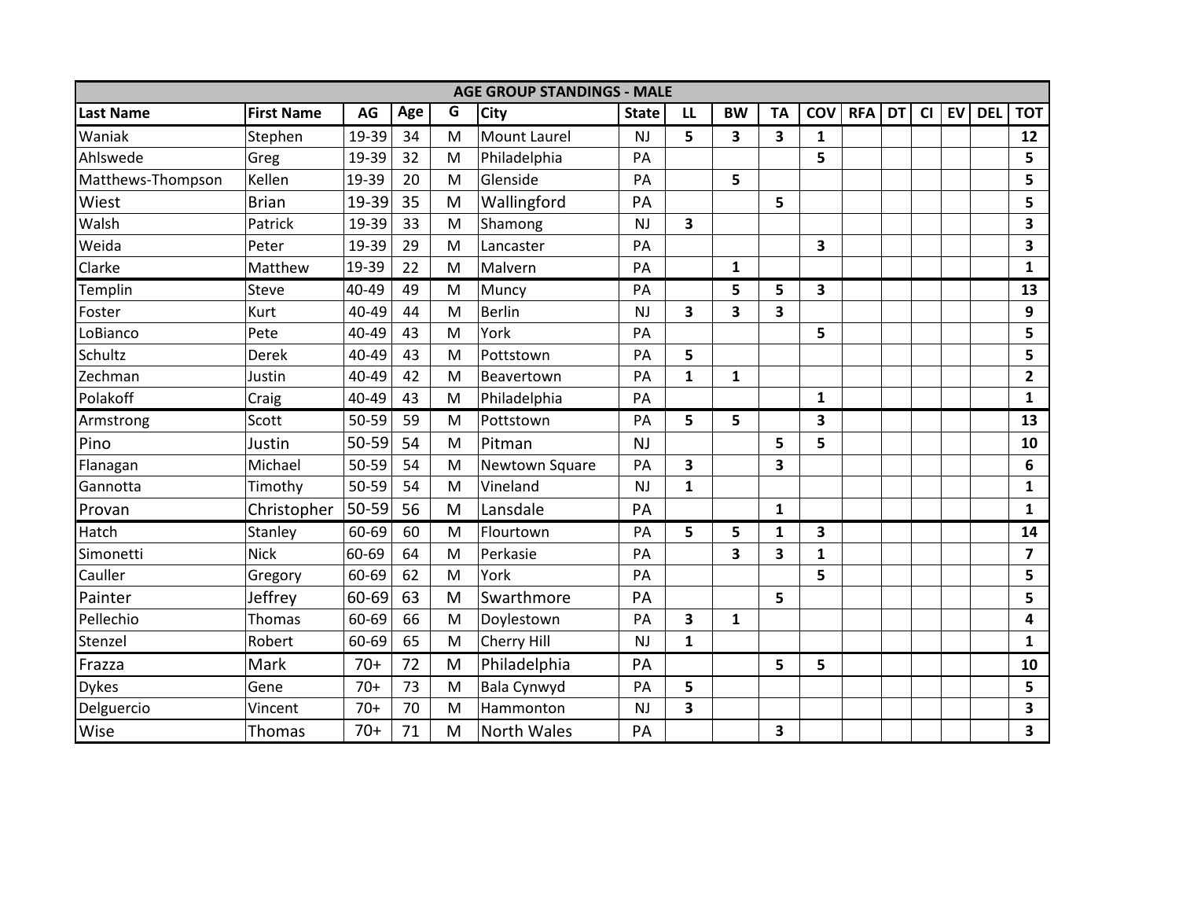| AGE GROUP STANDINGS - MALE | | | | | | | | | | | | | | | | |
|---|---|---|---|---|---|---|---|---|---|---|---|---|---|---|---|---|
| **Last Name** | **First Name** | **AG** | **Age** | **G** | **City** | **State** | **LL** | **BW** | **TA** | **COV** | **RFA** | **DT** | **CI** | **EV** | **DEL** | **TOT** |
| Waniak | Stephen | 19-39 | 34 | M | Mount Laurel | NJ | 5 | 3 | 3 | 1 | | | | | | 12 |
| Ahlswede | Greg | 19-39 | 32 | M | Philadelphia | PA | | | | 5 | | | | | | 5 |
| Matthews-Thompson | Kellen | 19-39 | 20 | M | Glenside | PA | | 5 | | | | | | | | 5 |
| Wiest | Brian | 19-39 | 35 | M | Wallingford | PA | | | 5 | | | | | | | 5 |
| Walsh | Patrick | 19-39 | 33 | M | Shamong | NJ | 3 | | | | | | | | | 3 |
| Weida | Peter | 19-39 | 29 | M | Lancaster | PA | | | | 3 | | | | | | 3 |
| Clarke | Matthew | 19-39 | 22 | M | Malvern | PA | | 1 | | | | | | | | 1 |
| Templin | Steve | 40-49 | 49 | M | Muncy | PA | | 5 | 5 | 3 | | | | | | 13 |
| Foster | Kurt | 40-49 | 44 | M | Berlin | NJ | 3 | 3 | 3 | | | | | | | 9 |
| LoBianco | Pete | 40-49 | 43 | M | York | PA | | | | 5 | | | | | | 5 |
| Schultz | Derek | 40-49 | 43 | M | Pottstown | PA | 5 | | | | | | | | | 5 |
| Zechman | Justin | 40-49 | 42 | M | Beavertown | PA | 1 | 1 | | | | | | | | 2 |
| Polakoff | Craig | 40-49 | 43 | M | Philadelphia | PA | | | | 1 | | | | | | 1 |
| Armstrong | Scott | 50-59 | 59 | M | Pottstown | PA | 5 | 5 | | 3 | | | | | | 13 |
| Pino | Justin | 50-59 | 54 | M | Pitman | NJ | | | 5 | 5 | | | | | | 10 |
| Flanagan | Michael | 50-59 | 54 | M | Newtown Square | PA | 3 | | 3 | | | | | | | 6 |
| Gannotta | Timothy | 50-59 | 54 | M | Vineland | NJ | 1 | | | | | | | | | 1 |
| Provan | Christopher | 50-59 | 56 | M | Lansdale | PA | | | 1 | | | | | | | 1 |
| Hatch | Stanley | 60-69 | 60 | M | Flourtown | PA | 5 | 5 | 1 | 3 | | | | | | 14 |
| Simonetti | Nick | 60-69 | 64 | M | Perkasie | PA | | 3 | 3 | 1 | | | | | | 7 |
| Cauller | Gregory | 60-69 | 62 | M | York | PA | | | | 5 | | | | | | 5 |
| Painter | Jeffrey | 60-69 | 63 | M | Swarthmore | PA | | | 5 | | | | | | | 5 |
| Pellechio | Thomas | 60-69 | 66 | M | Doylestown | PA | 3 | 1 | | | | | | | | 4 |
| Stenzel | Robert | 60-69 | 65 | M | Cherry Hill | NJ | 1 | | | | | | | | | 1 |
| Frazza | Mark | 70+ | 72 | M | Philadelphia | PA | | | 5 | 5 | | | | | | 10 |
| Dykes | Gene | 70+ | 73 | M | Bala Cynwyd | PA | 5 | | | | | | | | | 5 |
| Delguercio | Vincent | 70+ | 70 | M | Hammonton | NJ | 3 | | | | | | | | | 3 |
| Wise | Thomas | 70+ | 71 | M | North Wales | PA | | | 3 | | | | | | | 3 |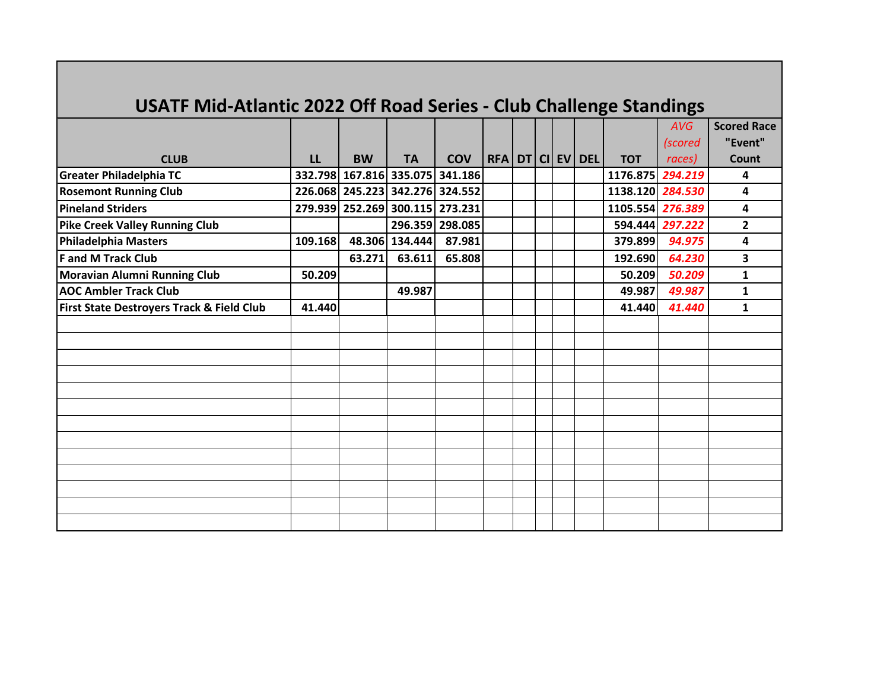# USATF Mid-Atlantic 2022 Off Road Series - Club Challenge Standings

| CLUB | LL | BW | TA | COV | RFA | DT | CI | EV | DEL | TOT | *AVG (scored races)* | Scored Race "Event" Count |
|---|---|---|---|---|---|---|---|---|---|---|---|---|
| **Greater Philadelphia TC** | **332.798** | **167.816** | **335.075** | **341.186** | | | | | | **1176.875** | ***294.219*** | **4** |
| **Rosemont Running Club** | **226.068** | **245.223** | **342.276** | **324.552** | | | | | | **1138.120** | ***284.530*** | **4** |
| **Pineland Striders** | **279.939** | **252.269** | **300.115** | **273.231** | | | | | | **1105.554** | ***276.389*** | **4** |
| **Pike Creek Valley Running Club** | | | **296.359** | **298.085** | | | | | | **594.444** | ***297.222*** | **2** |
| **Philadelphia Masters** | **109.168** | **48.306** | **134.444** | **87.981** | | | | | | **379.899** | ***94.975*** | **4** |
| **F and M Track Club** | | **63.271** | **63.611** | **65.808** | | | | | | **192.690** | ***64.230*** | **3** |
| **Moravian Alumni Running Club** | **50.209** | | | | | | | | | **50.209** | ***50.209*** | **1** |
| **AOC Ambler Track Club** | | | **49.987** | | | | | | | **49.987** | ***49.987*** | **1** |
| **First State Destroyers Track & Field Club** | **41.440** | | | | | | | | | **41.440** | ***41.440*** | **1** |